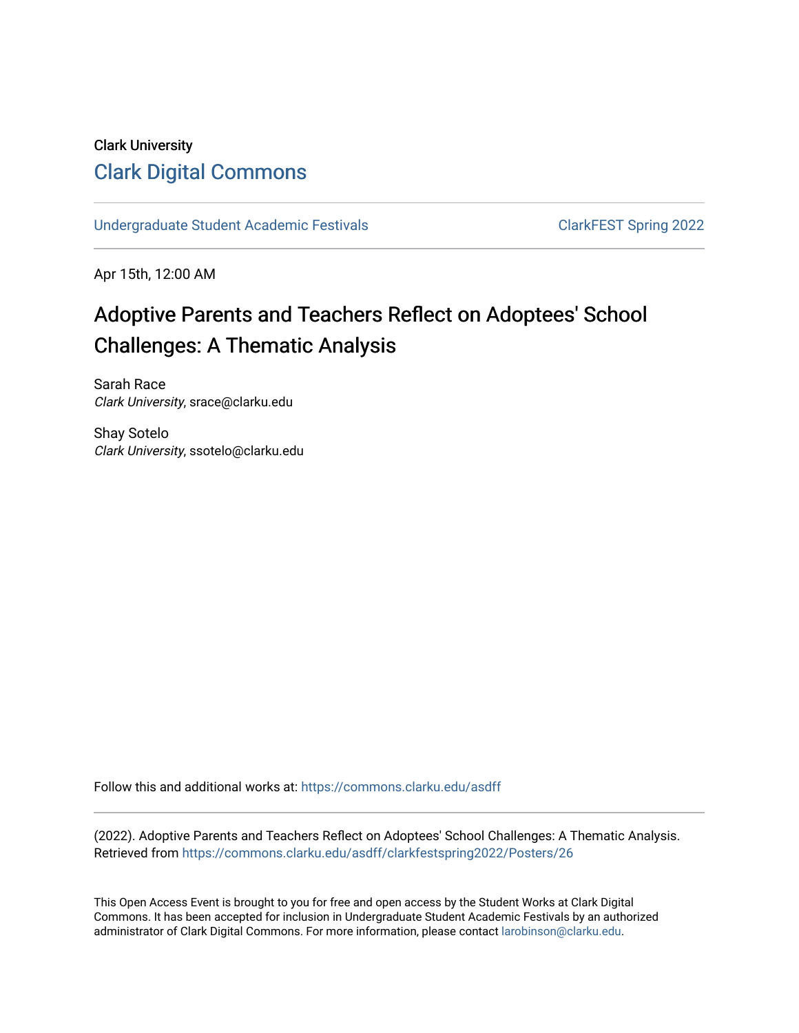Clark University

# Clark Digital Commons

Undergraduate Student Academic Festivals

ClarkFEST Spring 2022

Apr 15th, 12:00 AM

## Adoptive Parents and Teachers Reflect on Adoptees' School Challenges: A Thematic Analysis

Sarah Race
*Clark University*, srace@clarku.edu

Shay Sotelo
*Clark University*, ssotelo@clarku.edu

Follow this and additional works at: https://commons.clarku.edu/asdff

(2022). Adoptive Parents and Teachers Reflect on Adoptees' School Challenges: A Thematic Analysis. Retrieved from https://commons.clarku.edu/asdff/clarkfestspring2022/Posters/26

This Open Access Event is brought to you for free and open access by the Student Works at Clark Digital Commons. It has been accepted for inclusion in Undergraduate Student Academic Festivals by an authorized administrator of Clark Digital Commons. For more information, please contact larobinson@clarku.edu.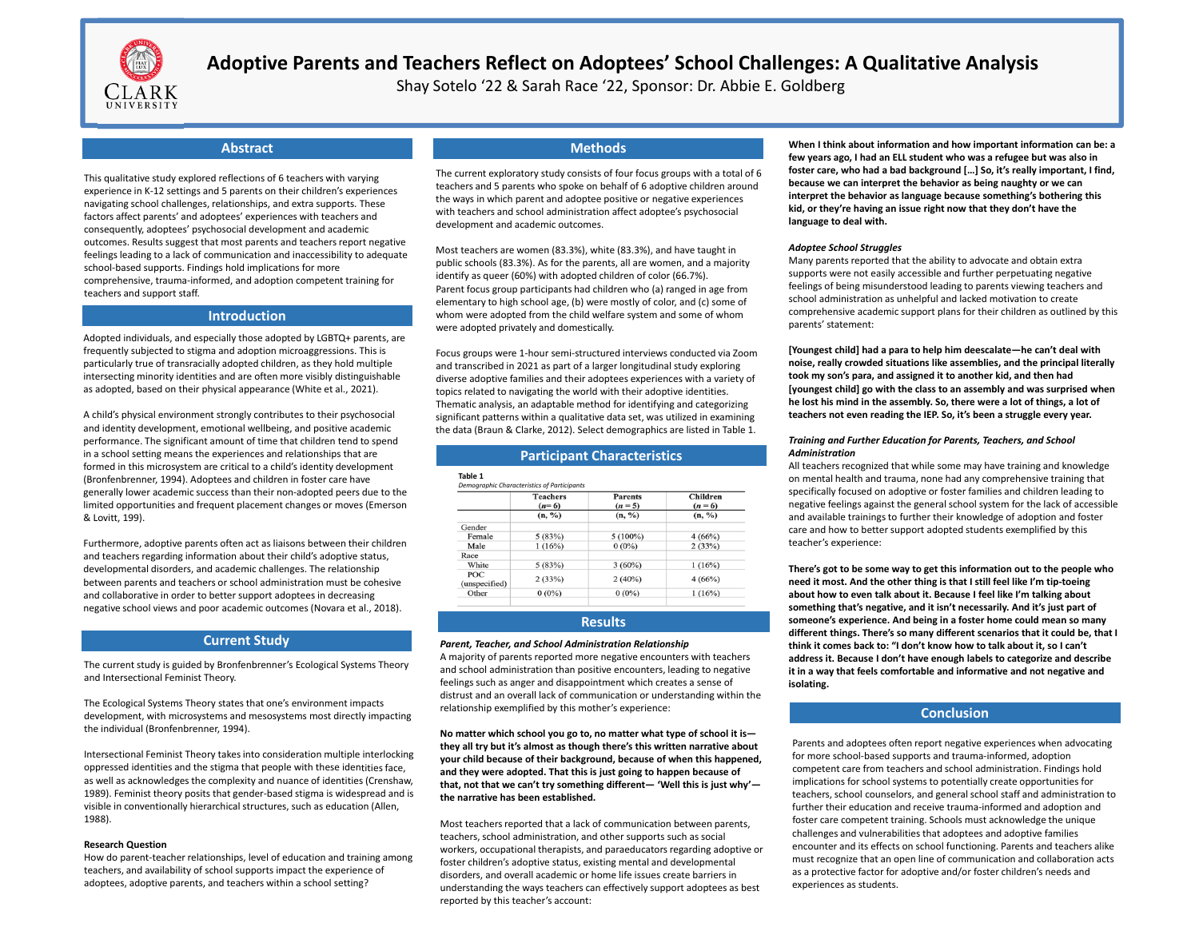# Adoptive Parents and Teachers Reflect on Adoptees' School Challenges: A Qualitative Analysis

Shay Sotelo '22 & Sarah Race '22, Sponsor: Dr. Abbie E. Goldberg

## Abstract

This qualitative study explored reflections of 6 teachers with varying experience in K-12 settings and 5 parents on their children's experiences navigating school challenges, relationships, and extra supports. These factors affect parents' and adoptees' experiences with teachers and consequently, adoptees' psychosocial development and academic outcomes. Results suggest that most parents and teachers report negative feelings leading to a lack of communication and inaccessibility to adequate school-based supports. Findings hold implications for more comprehensive, trauma-informed, and adoption competent training for teachers and support staff.

## Introduction

Adopted individuals, and especially those adopted by LGBTQ+ parents, are frequently subjected to stigma and adoption microaggressions. This is particularly true of transracially adopted children, as they hold multiple intersecting minority identities and are often more visibly distinguishable as adopted, based on their physical appearance (White et al., 2021).

A child's physical environment strongly contributes to their psychosocial and identity development, emotional wellbeing, and positive academic performance. The significant amount of time that children tend to spend in a school setting means the experiences and relationships that are formed in this microsystem are critical to a child's identity development (Bronfenbrenner, 1994). Adoptees and children in foster care have generally lower academic success than their non-adopted peers due to the limited opportunities and frequent placement changes or moves (Emerson & Lovitt, 199).

Furthermore, adoptive parents often act as liaisons between their children and teachers regarding information about their child's adoptive status, developmental disorders, and academic challenges. The relationship between parents and teachers or school administration must be cohesive and collaborative in order to better support adoptees in decreasing negative school views and poor academic outcomes (Novara et al., 2018).

## Current Study

The current study is guided by Bronfenbrenner's Ecological Systems Theory and Intersectional Feminist Theory.

The Ecological Systems Theory states that one's environment impacts development, with microsystems and mesosystems most directly impacting the individual (Bronfenbrenner, 1994).

Intersectional Feminist Theory takes into consideration multiple interlocking oppressed identities and the stigma that people with these identities face, as well as acknowledges the complexity and nuance of identities (Crenshaw, 1989). Feminist theory posits that gender-based stigma is widespread and is visible in conventionally hierarchical structures, such as education (Allen, 1988).

**Research Question**

How do parent-teacher relationships, level of education and training among teachers, and availability of school supports impact the experience of adoptees, adoptive parents, and teachers within a school setting?

## Methods

The current exploratory study consists of four focus groups with a total of 6 teachers and 5 parents who spoke on behalf of 6 adoptive children around the ways in which parent and adoptee positive or negative experiences with teachers and school administration affect adoptee's psychosocial development and academic outcomes.

Most teachers are women (83.3%), white (83.3%), and have taught in public schools (83.3%). As for the parents, all are women, and a majority identify as queer (60%) with adopted children of color (66.7%). Parent focus group participants had children who (a) ranged in age from elementary to high school age, (b) were mostly of color, and (c) some of whom were adopted from the child welfare system and some of whom were adopted privately and domestically.

Focus groups were 1-hour semi-structured interviews conducted via Zoom and transcribed in 2021 as part of a larger longitudinal study exploring diverse adoptive families and their adoptees experiences with a variety of topics related to navigating the world with their adoptive identities. Thematic analysis, an adaptable method for identifying and categorizing significant patterns within a qualitative data set, was utilized in examining the data (Braun & Clarke, 2012). Select demographics are listed in Table 1.

## Participant Characteristics

**Table 1**

*Demographic Characteristics of Participants*

| | Teachers ($n = 6$) | Parents ($n = 5$) | Children ($n = 6$) |
|---|---|---|---|
| | (n, %) | (n, %) | (n, %) |
| Gender | | | |
| Female | 5 (83%) | 5 (100%) | 4 (66%) |
| Male | 1 (16%) | 0 (0%) | 2 (33%) |
| Race | | | |
| White | 5 (83%) | 3 (60%) | 1 (16%) |
| POC (unspecified) | 2 (33%) | 2 (40%) | 4 (66%) |
| Other | 0 (0%) | 0 (0%) | 1 (16%) |

## Results

*Parent, Teacher, and School Administration Relationship*

A majority of parents reported more negative encounters with teachers and school administration than positive encounters, leading to negative feelings such as anger and disappointment which creates a sense of distrust and an overall lack of communication or understanding within the relationship exemplified by this mother's experience:

**No matter which school you go to, no matter what type of school it is—they all try but it's almost as though there's this written narrative about your child because of their background, because of when this happened, and they were adopted. That this is just going to happen because of that, not that we can't try something different— 'Well this is just why'—the narrative has been established.**

Most teachers reported that a lack of communication between parents, teachers, school administration, and other supports such as social workers, occupational therapists, and paraeducators regarding adoptive or foster children's adoptive status, existing mental and developmental disorders, and overall academic or home life issues create barriers in understanding the ways teachers can effectively support adoptees as best reported by this teacher's account:

**When I think about information and how important information can be: a few years ago, I had an ELL student who was a refugee but was also in foster care, who had a bad background […] So, it's really important, I find, because we can interpret the behavior as being naughty or we can interpret the behavior as language because something's bothering this kid, or they're having an issue right now that they don't have the language to deal with.**

*Adoptee School Struggles*

Many parents reported that the ability to advocate and obtain extra supports were not easily accessible and further perpetuating negative feelings of being misunderstood leading to parents viewing teachers and school administration as unhelpful and lacked motivation to create comprehensive academic support plans for their children as outlined by this parents' statement:

**[Youngest child] had a para to help him deescalate—he can't deal with noise, really crowded situations like assemblies, and the principal literally took my son's para, and assigned it to another kid, and then had [youngest child] go with the class to an assembly and was surprised when he lost his mind in the assembly. So, there were a lot of things, a lot of teachers not even reading the IEP. So, it's been a struggle every year.**

*Training and Further Education for Parents, Teachers, and School Administration*

All teachers recognized that while some may have training and knowledge on mental health and trauma, none had any comprehensive training that specifically focused on adoptive or foster families and children leading to negative feelings against the general school system for the lack of accessible and available trainings to further their knowledge of adoption and foster care and how to better support adopted students exemplified by this teacher's experience:

**There's got to be some way to get this information out to the people who need it most. And the other thing is that I still feel like I'm tip-toeing about how to even talk about it. Because I feel like I'm talking about something that's negative, and it isn't necessarily. And it's just part of someone's experience. And being in a foster home could mean so many different things. There's so many different scenarios that it could be, that I think it comes back to: "I don't know how to talk about it, so I can't address it. Because I don't have enough labels to categorize and describe it in a way that feels comfortable and informative and not negative and isolating.**

## Conclusion

Parents and adoptees often report negative experiences when advocating for more school-based supports and trauma-informed, adoption competent care from teachers and school administration. Findings hold implications for school systems to potentially create opportunities for teachers, school counselors, and general school staff and administration to further their education and receive trauma-informed and adoption and foster care competent training. Schools must acknowledge the unique challenges and vulnerabilities that adoptees and adoptive families encounter and its effects on school functioning. Parents and teachers alike must recognize that an open line of communication and collaboration acts as a protective factor for adoptive and/or foster children's needs and experiences as students.